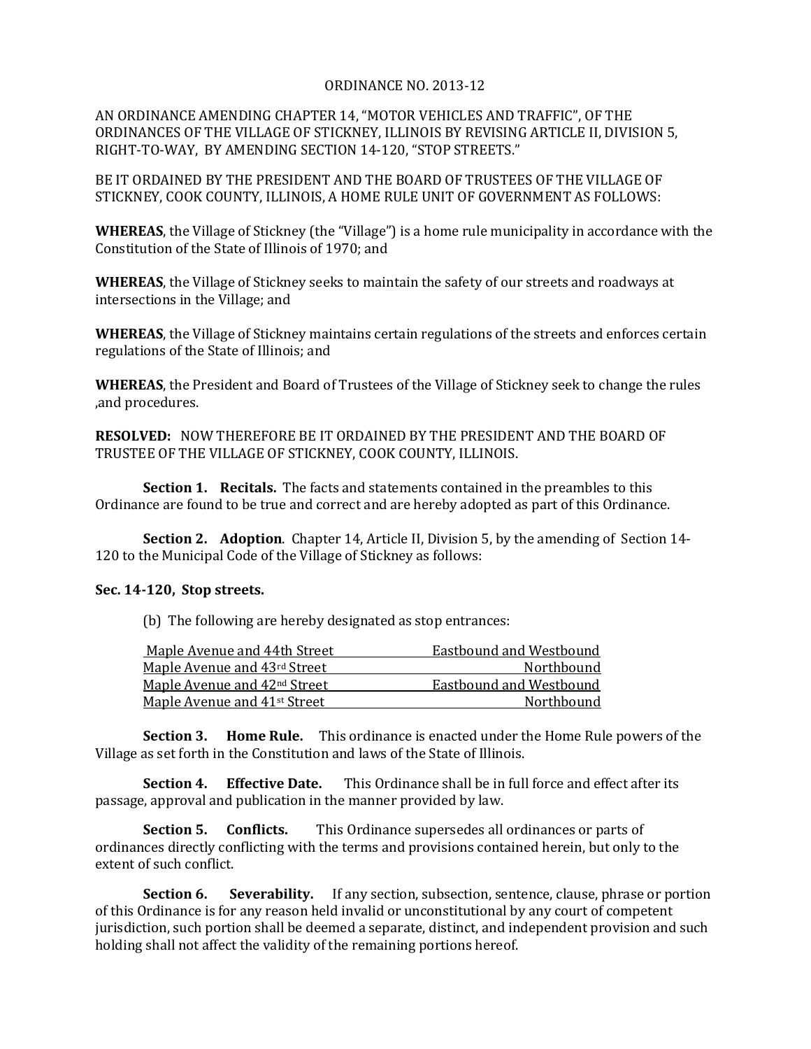ORDINANCE NO. 2013-12

AN ORDINANCE AMENDING CHAPTER 14, "MOTOR VEHICLES AND TRAFFIC", OF THE ORDINANCES OF THE VILLAGE OF STICKNEY, ILLINOIS BY REVISING ARTICLE II, DIVISION 5, RIGHT-TO-WAY, BY AMENDING SECTION 14-120, "STOP STREETS."

BE IT ORDAINED BY THE PRESIDENT AND THE BOARD OF TRUSTEES OF THE VILLAGE OF STICKNEY, COOK COUNTY, ILLINOIS, A HOME RULE UNIT OF GOVERNMENT AS FOLLOWS:

**WHEREAS**, the Village of Stickney (the "Village") is a home rule municipality in accordance with the Constitution of the State of Illinois of 1970; and

**WHEREAS**, the Village of Stickney seeks to maintain the safety of our streets and roadways at intersections in the Village; and

**WHEREAS**, the Village of Stickney maintains certain regulations of the streets and enforces certain regulations of the State of Illinois; and

**WHEREAS**, the President and Board of Trustees of the Village of Stickney seek to change the rules ,and procedures.

**RESOLVED:** NOW THEREFORE BE IT ORDAINED BY THE PRESIDENT AND THE BOARD OF TRUSTEE OF THE VILLAGE OF STICKNEY, COOK COUNTY, ILLINOIS.

**Section 1. Recitals.** The facts and statements contained in the preambles to this Ordinance are found to be true and correct and are hereby adopted as part of this Ordinance.

**Section 2. Adoption**. Chapter 14, Article II, Division 5, by the amending of Section 14-120 to the Municipal Code of the Village of Stickney as follows:

**Sec. 14-120, Stop streets.**

(b) The following are hereby designated as stop entrances:

| | |
|---|---|
| Maple Avenue and 44th Street | Eastbound and Westbound |
| Maple Avenue and 43rd Street | Northbound |
| Maple Avenue and 42nd Street | Eastbound and Westbound |
| Maple Avenue and 41st Street | Northbound |

**Section 3. Home Rule.** This ordinance is enacted under the Home Rule powers of the Village as set forth in the Constitution and laws of the State of Illinois.

**Section 4. Effective Date.** This Ordinance shall be in full force and effect after its passage, approval and publication in the manner provided by law.

**Section 5. Conflicts.** This Ordinance supersedes all ordinances or parts of ordinances directly conflicting with the terms and provisions contained herein, but only to the extent of such conflict.

**Section 6. Severability.** If any section, subsection, sentence, clause, phrase or portion of this Ordinance is for any reason held invalid or unconstitutional by any court of competent jurisdiction, such portion shall be deemed a separate, distinct, and independent provision and such holding shall not affect the validity of the remaining portions hereof.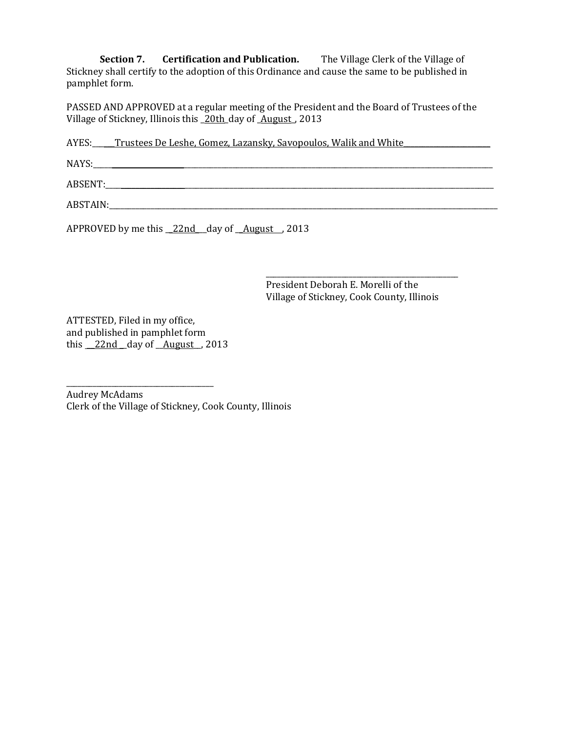**Section 7. Certification and Publication.** The Village Clerk of the Village of Stickney shall certify to the adoption of this Ordinance and cause the same to be published in pamphlet form.

PASSED AND APPROVED at a regular meeting of the President and the Board of Trustees of the Village of Stickney, Illinois this _20th_ day of _August_, 2013

AYES:______Trustees De Leshe, Gomez, Lazansky, Savopoulos, Walik and White______________________

NAYS:________________________________________________________________________________

ABSENT:______________________________________________________________________________

ABSTAIN:_____________________________________________________________________________

APPROVED by me this __22nd__ day of __August__, 2013

_____________________________________________
President Deborah E. Morelli of the
Village of Stickney, Cook County, Illinois

ATTESTED, Filed in my office,
and published in pamphlet form
this __22nd__ day of __August__, 2013

_____________________________________
Audrey McAdams
Clerk of the Village of Stickney, Cook County, Illinois